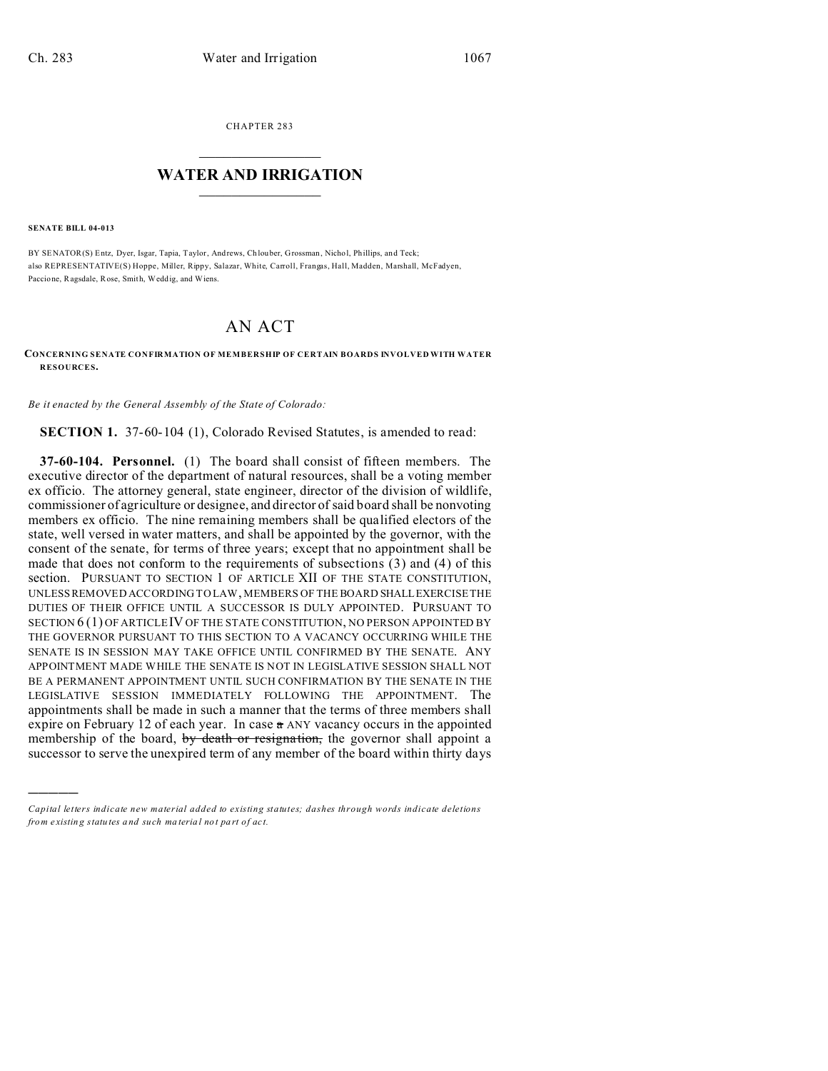CHAPTER 283

# WATER AND IRRIGATION

**SENATE BILL 04-013**

BY SENATOR(S) Entz, Dyer, Isgar, Tapia, Taylor, Andrews, Chlouber, Grossman, Nichol, Phillips, and Teck;
also REPRESENTATIVE(S) Hoppe, Miller, Rippy, Salazar, White, Carroll, Frangas, Hall, Madden, Marshall, McFadyen, Paccione, Ragsdale, Rose, Smith, Weddig, and Wiens.

# AN ACT

**CONCERNING SENATE CONFIRMATION OF MEMBERSHIP OF CERTAIN BOARDS INVOLVED WITH WATER RESOURCES.**

*Be it enacted by the General Assembly of the State of Colorado:*

**SECTION 1.** 37-60-104 (1), Colorado Revised Statutes, is amended to read:

**37-60-104. Personnel.** (1) The board shall consist of fifteen members. The executive director of the department of natural resources, shall be a voting member ex officio. The attorney general, state engineer, director of the division of wildlife, commissioner of agriculture or designee, and director of said board shall be nonvoting members ex officio. The nine remaining members shall be qualified electors of the state, well versed in water matters, and shall be appointed by the governor, with the consent of the senate, for terms of three years; except that no appointment shall be made that does not conform to the requirements of subsections (3) and (4) of this section. PURSUANT TO SECTION 1 OF ARTICLE XII OF THE STATE CONSTITUTION, UNLESS REMOVED ACCORDING TO LAW, MEMBERS OF THE BOARD SHALL EXERCISE THE DUTIES OF THEIR OFFICE UNTIL A SUCCESSOR IS DULY APPOINTED. PURSUANT TO SECTION 6 (1) OF ARTICLE IV OF THE STATE CONSTITUTION, NO PERSON APPOINTED BY THE GOVERNOR PURSUANT TO THIS SECTION TO A VACANCY OCCURRING WHILE THE SENATE IS IN SESSION MAY TAKE OFFICE UNTIL CONFIRMED BY THE SENATE. ANY APPOINTMENT MADE WHILE THE SENATE IS NOT IN LEGISLATIVE SESSION SHALL NOT BE A PERMANENT APPOINTMENT UNTIL SUCH CONFIRMATION BY THE SENATE IN THE LEGISLATIVE SESSION IMMEDIATELY FOLLOWING THE APPOINTMENT. The appointments shall be made in such a manner that the terms of three members shall expire on February 12 of each year. In case ~~a~~ ANY vacancy occurs in the appointed membership of the board, ~~by death or resignation,~~ the governor shall appoint a successor to serve the unexpired term of any member of the board within thirty days

---

*Capital letters indicate new material added to existing statutes; dashes through words indicate deletions from existing statutes and such material not part of act.*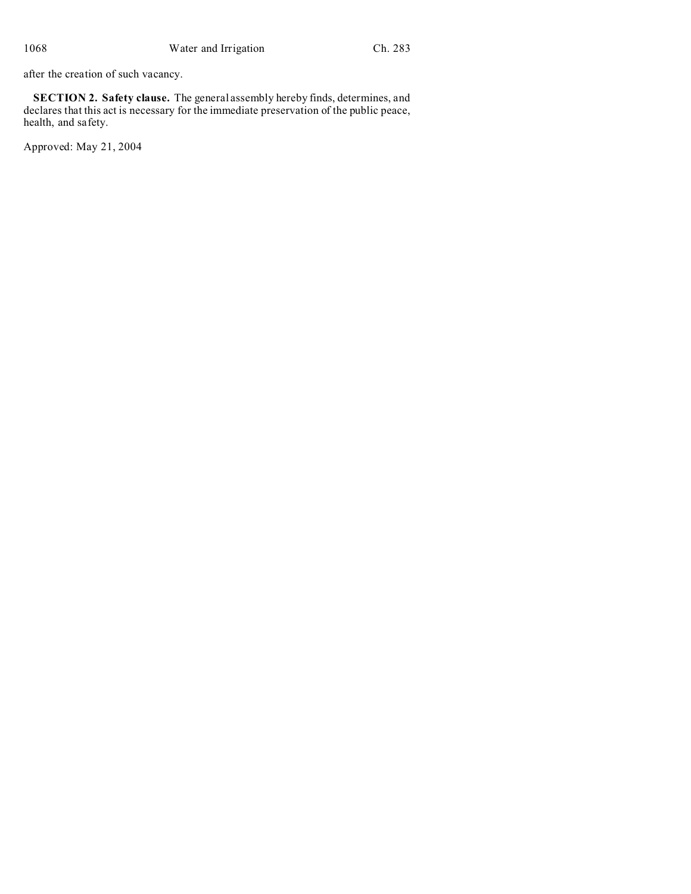after the creation of such vacancy.

**SECTION 2. Safety clause.** The general assembly hereby finds, determines, and declares that this act is necessary for the immediate preservation of the public peace, health, and safety.

Approved: May 21, 2004